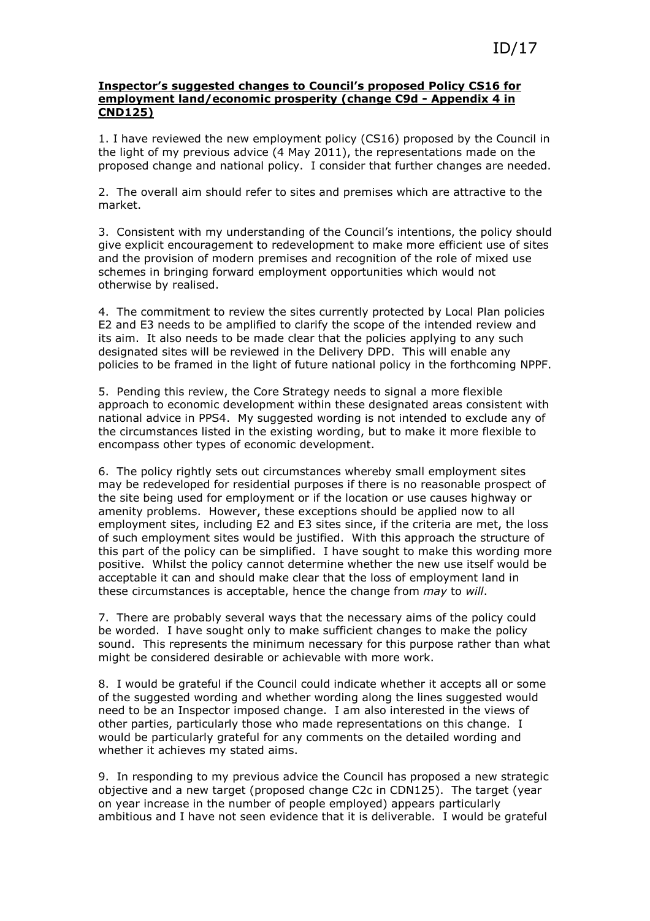ID/17

**Inspector's suggested changes to Council's proposed Policy CS16 for employment land/economic prosperity (change C9d - Appendix 4 in CND125)**

1. I have reviewed the new employment policy (CS16) proposed by the Council in the light of my previous advice (4 May 2011), the representations made on the proposed change and national policy. I consider that further changes are needed.

2. The overall aim should refer to sites and premises which are attractive to the market.

3. Consistent with my understanding of the Council's intentions, the policy should give explicit encouragement to redevelopment to make more efficient use of sites and the provision of modern premises and recognition of the role of mixed use schemes in bringing forward employment opportunities which would not otherwise by realised.

4. The commitment to review the sites currently protected by Local Plan policies E2 and E3 needs to be amplified to clarify the scope of the intended review and its aim. It also needs to be made clear that the policies applying to any such designated sites will be reviewed in the Delivery DPD. This will enable any policies to be framed in the light of future national policy in the forthcoming NPPF.

5. Pending this review, the Core Strategy needs to signal a more flexible approach to economic development within these designated areas consistent with national advice in PPS4. My suggested wording is not intended to exclude any of the circumstances listed in the existing wording, but to make it more flexible to encompass other types of economic development.

6. The policy rightly sets out circumstances whereby small employment sites may be redeveloped for residential purposes if there is no reasonable prospect of the site being used for employment or if the location or use causes highway or amenity problems. However, these exceptions should be applied now to all employment sites, including E2 and E3 sites since, if the criteria are met, the loss of such employment sites would be justified. With this approach the structure of this part of the policy can be simplified. I have sought to make this wording more positive. Whilst the policy cannot determine whether the new use itself would be acceptable it can and should make clear that the loss of employment land in these circumstances is acceptable, hence the change from *may* to *will*.

7. There are probably several ways that the necessary aims of the policy could be worded. I have sought only to make sufficient changes to make the policy sound. This represents the minimum necessary for this purpose rather than what might be considered desirable or achievable with more work.

8. I would be grateful if the Council could indicate whether it accepts all or some of the suggested wording and whether wording along the lines suggested would need to be an Inspector imposed change. I am also interested in the views of other parties, particularly those who made representations on this change. I would be particularly grateful for any comments on the detailed wording and whether it achieves my stated aims.

9. In responding to my previous advice the Council has proposed a new strategic objective and a new target (proposed change C2c in CDN125). The target (year on year increase in the number of people employed) appears particularly ambitious and I have not seen evidence that it is deliverable. I would be grateful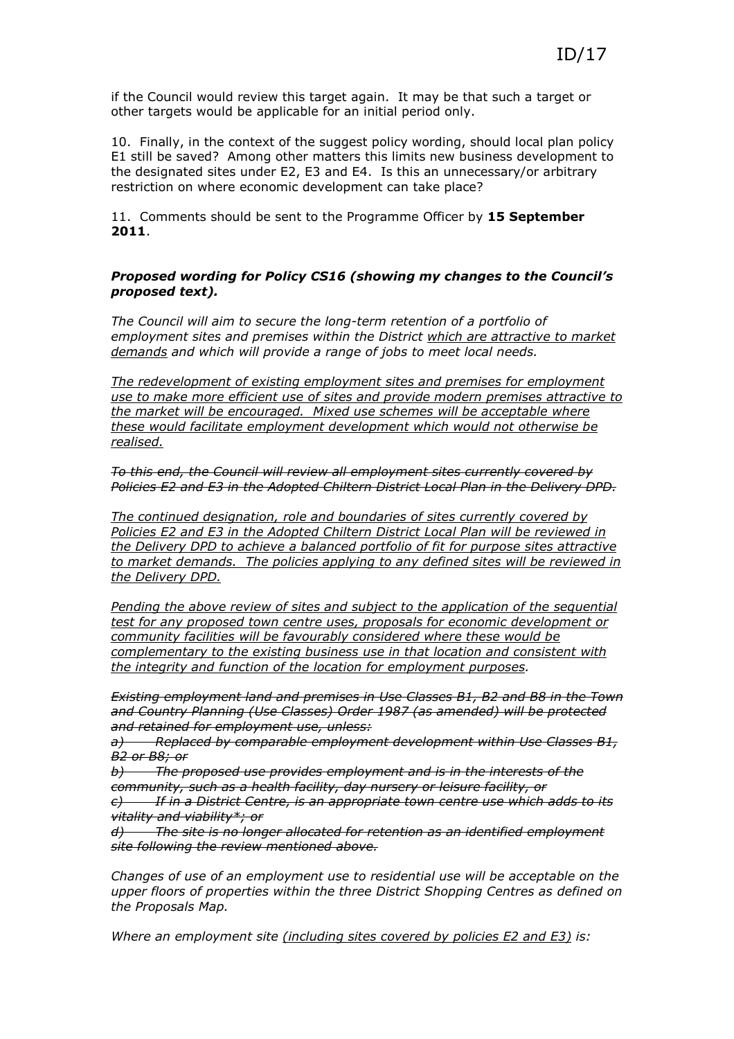if the Council would review this target again. It may be that such a target or other targets would be applicable for an initial period only.

10. Finally, in the context of the suggest policy wording, should local plan policy E1 still be saved? Among other matters this limits new business development to the designated sites under E2, E3 and E4. Is this an unnecessary/or arbitrary restriction on where economic development can take place?

11. Comments should be sent to the Programme Officer by **15 September 2011**.

***Proposed wording for Policy CS16 (showing my changes to the Council's proposed text).***

*The Council will aim to secure the long-term retention of a portfolio of employment sites and premises within the District <u>which are attractive to market demands</u> and which will provide a range of jobs to meet local needs.*

*<u>The redevelopment of existing employment sites and premises for employment use to make more efficient use of sites and provide modern premises attractive to the market will be encouraged. Mixed use schemes will be acceptable where these would facilitate employment development which would not otherwise be realised.</u>*

*~~To this end, the Council will review all employment sites currently covered by Policies E2 and E3 in the Adopted Chiltern District Local Plan in the Delivery DPD.~~*

*<u>The continued designation, role and boundaries of sites currently covered by Policies E2 and E3 in the Adopted Chiltern District Local Plan will be reviewed in the Delivery DPD to achieve a balanced portfolio of fit for purpose sites attractive to market demands. The policies applying to any defined sites will be reviewed in the Delivery DPD.</u>*

*<u>Pending the above review of sites and subject to the application of the sequential test for any proposed town centre uses, proposals for economic development or community facilities will be favourably considered where these would be complementary to the existing business use in that location and consistent with the integrity and function of the location for employment purposes</u>.*

*~~Existing employment land and premises in Use Classes B1, B2 and B8 in the Town and Country Planning (Use Classes) Order 1987 (as amended) will be protected and retained for employment use, unless:~~*

*~~a) Replaced by comparable employment development within Use Classes B1, B2 or B8; or~~*

*~~b) The proposed use provides employment and is in the interests of the community, such as a health facility, day nursery or leisure facility, or~~*

*~~c) If in a District Centre, is an appropriate town centre use which adds to its vitality and viability*; or~~*

*~~d) The site is no longer allocated for retention as an identified employment site following the review mentioned above.~~*

*Changes of use of an employment use to residential use will be acceptable on the upper floors of properties within the three District Shopping Centres as defined on the Proposals Map.*

*Where an employment site <u>(including sites covered by policies E2 and E3)</u> is:*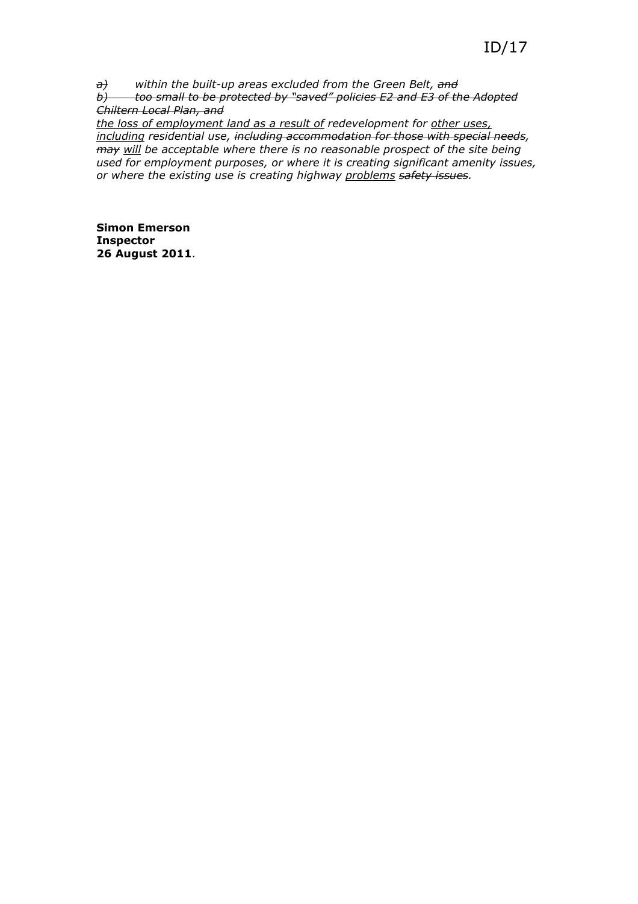*~~a)~~ within the built-up areas excluded from the Green Belt, ~~and~~*
*~~b) too small to be protected by "saved" policies E2 and E3 of the Adopted Chiltern Local Plan, and~~*
*<u>the loss of employment land as a result of</u> redevelopment for <u>other uses, including</u> residential use, ~~including accommodation for those with special needs~~, ~~may~~ <u>will</u> be acceptable where there is no reasonable prospect of the site being used for employment purposes, or where it is creating significant amenity issues, or where the existing use is creating highway <u>problems</u> ~~safety issues~~.*

**Simon Emerson**
**Inspector**
**26 August 2011**.